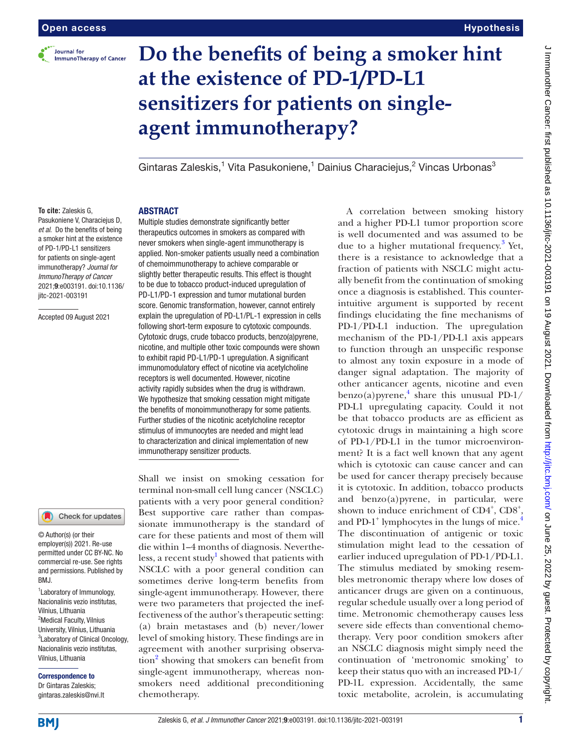# Do the benefits of being a smoker hint at the existence of PD-1/PD-L1 sensitizers for patients on single-agent immunotherapy?

Gintaras Zaleskis,[1] Vita Pasukoniene,[1] Dainius Characiejus,[2] Vincas Urbonas[3]

**To cite:** Zaleskis G, Pasukoniene V, Characiejus D, *et al*. Do the benefits of being a smoker hint at the existence of PD-1/PD-L1 sensitizers for patients on single-agent immunotherapy? *Journal for ImmunoTherapy of Cancer* 2021;**9**:e003191. doi:10.1136/jitc-2021-003191

Accepted 09 August 2021

© Author(s) (or their employer(s)) 2021. Re-use permitted under CC BY-NC. No commercial re-use. See rights and permissions. Published by BMJ.

[1]Laboratory of Immunology, Nacionalinis vezio institutas, Vilnius, Lithuania
[2]Medical Faculty, Vilnius University, Vilnius, Lithuania
[3]Laboratory of Clinical Oncology, Nacionalinis vezio institutas, Vilnius, Lithuania

**Correspondence to**
Dr Gintaras Zaleskis;
gintaras.zaleskis@nvi.lt

## ABSTRACT

Multiple studies demonstrate significantly better therapeutics outcomes in smokers as compared with never smokers when single-agent immunotherapy is applied. Non-smoker patients usually need a combination of chemoimmunotherapy to achieve comparable or slightly better therapeutic results. This effect is thought to be due to tobacco product-induced upregulation of PD-L1/PD-1 expression and tumor mutational burden score. Genomic transformation, however, cannot entirely explain the upregulation of PD-L1/PL-1 expression in cells following short-term exposure to cytotoxic compounds. Cytotoxic drugs, crude tobacco products, benzo(a)pyrene, nicotine, and multiple other toxic compounds were shown to exhibit rapid PD-L1/PD-1 upregulation. A significant immunomodulatory effect of nicotine via acetylcholine receptors is well documented. However, nicotine activity rapidly subsides when the drug is withdrawn. We hypothesize that smoking cessation might mitigate the benefits of monoimmunotherapy for some patients. Further studies of the nicotinic acetylcholine receptor stimulus of immunocytes are needed and might lead to characterization and clinical implementation of new immunotherapy sensitizer products.

Shall we insist on smoking cessation for terminal non-small cell lung cancer (NSCLC) patients with a very poor general condition? Best supportive care rather than compassionate immunotherapy is the standard of care for these patients and most of them will die within 1–4 months of diagnosis. Nevertheless, a recent study[1] showed that patients with NSCLC with a poor general condition can sometimes derive long-term benefits from single-agent immunotherapy. However, there were two parameters that projected the ineffectiveness of the author's therapeutic setting: (a) brain metastases and (b) never/lower level of smoking history. These findings are in agreement with another surprising observation[2] showing that smokers can benefit from single-agent immunotherapy, whereas non-smokers need additional preconditioning chemotherapy.

A correlation between smoking history and a higher PD-L1 tumor proportion score is well documented and was assumed to be due to a higher mutational frequency.[3] Yet, there is a resistance to acknowledge that a fraction of patients with NSCLC might actually benefit from the continuation of smoking once a diagnosis is established. This counterintuitive argument is supported by recent findings elucidating the fine mechanisms of PD-1/PD-L1 induction. The upregulation mechanism of the PD-1/PD-L1 axis appears to function through an unspecific response to almost any toxin exposure in a mode of danger signal adaptation. The majority of other anticancer agents, nicotine and even benzo(a)pyrene,[4] share this unusual PD-1/PD-L1 upregulating capacity. Could it not be that tobacco products are as efficient as cytotoxic drugs in maintaining a high score of PD-1/PD-L1 in the tumor microenvironment? It is a fact well known that any agent which is cytotoxic can cause cancer and can be used for cancer therapy precisely because it is cytotoxic. In addition, tobacco products and benzo(a)pyrene, in particular, were shown to induce enrichment of $CD4^+$, $CD8^+$, and $PD\text{-}1^+$ lymphocytes in the lungs of mice.[4] The discontinuation of antigenic or toxic stimulation might lead to the cessation of earlier induced upregulation of PD-1/PD-L1. The stimulus mediated by smoking resembles metronomic therapy where low doses of anticancer drugs are given on a continuous, regular schedule usually over a long period of time. Metronomic chemotherapy causes less severe side effects than conventional chemotherapy. Very poor condition smokers after an NSCLC diagnosis might simply need the continuation of 'metronomic smoking' to keep their status quo with an increased PD-1/PD-1L expression. Accidentally, the same toxic metabolite, acrolein, is accumulating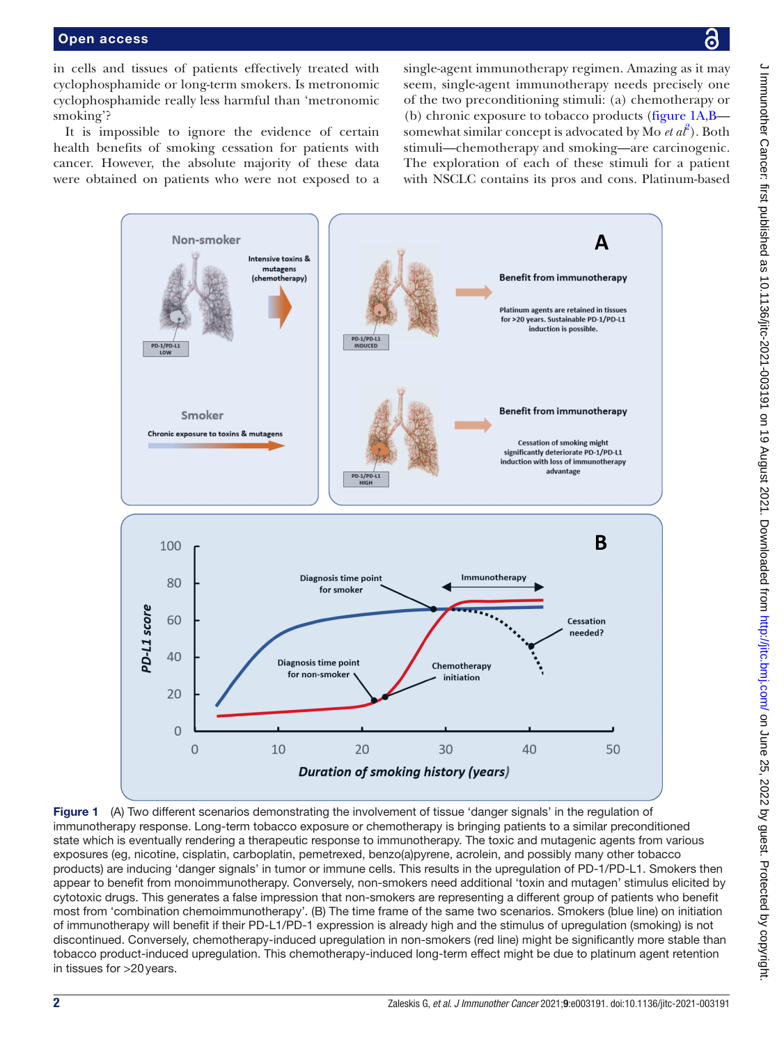in cells and tissues of patients effectively treated with cyclophosphamide or long-term smokers. Is metronomic cyclophosphamide really less harmful than 'metronomic smoking'?

It is impossible to ignore the evidence of certain health benefits of smoking cessation for patients with cancer. However, the absolute majority of these data were obtained on patients who were not exposed to a single-agent immunotherapy regimen. Amazing as it may seem, single-agent immunotherapy needs precisely one of the two preconditioning stimuli: (a) chemotherapy or (b) chronic exposure to tobacco products (figure 1A,B—somewhat similar concept is advocated by Mo *et al*[2]). Both stimuli—chemotherapy and smoking—are carcinogenic. The exploration of each of these stimuli for a patient with NSCLC contains its pros and cons. Platinum-based

Non-smoker

Intensive toxins & mutagens (chemotherapy)

PD-1/PD-L1 LOW

Smoker

Chronic exposure to toxins & mutagens

A

PD-1/PD-L1 INDUCED

Benefit from immunotherapy

Platinum agents are retained in tissues for >20 years. Sustainable PD-1/PD-L1 induction is possible.

PD-1/PD-L1 HIGH

Benefit from immunotherapy

Cessation of smoking might significantly deteriorate PD-1/PD-L1 induction with loss of immunotherapy advantage

B

PD-L1 score

100
80
60
40
20
0

Duration of smoking history (years)

0
10
20
30
40
50

Diagnosis time point for smoker

Immunotherapy

Cessation needed?

Diagnosis time point for non-smoker

Chemotherapy initiation

Figure 1 (A) Two different scenarios demonstrating the involvement of tissue 'danger signals' in the regulation of immunotherapy response. Long-term tobacco exposure or chemotherapy is bringing patients to a similar preconditioned state which is eventually rendering a therapeutic response to immunotherapy. The toxic and mutagenic agents from various exposures (eg, nicotine, cisplatin, carboplatin, pemetrexed, benzo(a)pyrene, acrolein, and possibly many other tobacco products) are inducing 'danger signals' in tumor or immune cells. This results in the upregulation of PD-1/PD-L1. Smokers then appear to benefit from monoimmunotherapy. Conversely, non-smokers need additional 'toxin and mutagen' stimulus elicited by cytotoxic drugs. This generates a false impression that non-smokers are representing a different group of patients who benefit most from 'combination chemoimmunotherapy'. (B) The time frame of the same two scenarios. Smokers (blue line) on initiation of immunotherapy will benefit if their PD-L1/PD-1 expression is already high and the stimulus of upregulation (smoking) is not discontinued. Conversely, chemotherapy-induced upregulation in non-smokers (red line) might be significantly more stable than tobacco product-induced upregulation. This chemotherapy-induced long-term effect might be due to platinum agent retention in tissues for >20 years.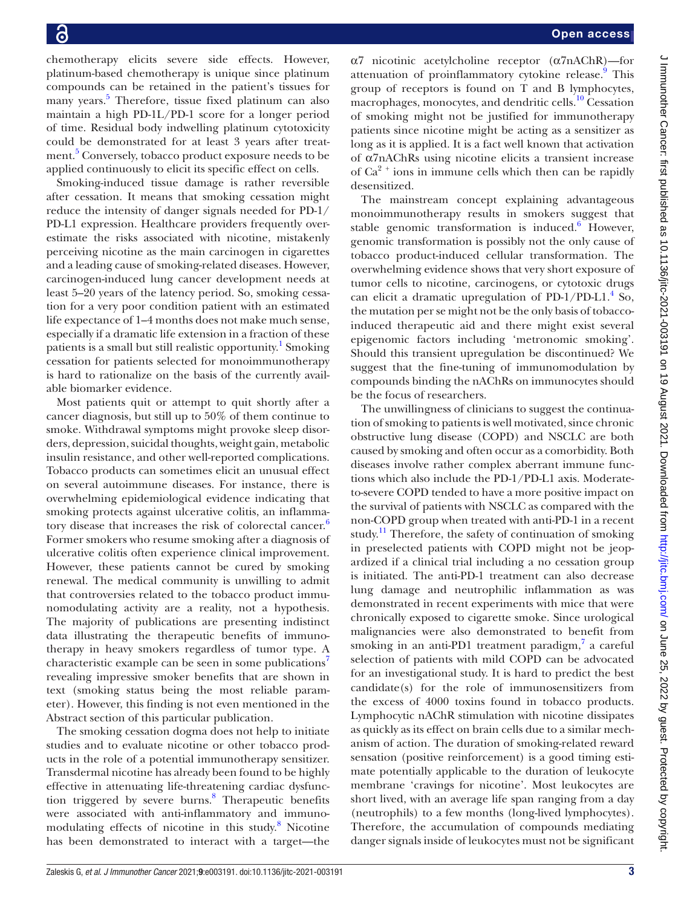chemotherapy elicits severe side effects. However, platinum-based chemotherapy is unique since platinum compounds can be retained in the patient's tissues for many years.[5] Therefore, tissue fixed platinum can also maintain a high PD-1L/PD-1 score for a longer period of time. Residual body indwelling platinum cytotoxicity could be demonstrated for at least 3 years after treatment.[5] Conversely, tobacco product exposure needs to be applied continuously to elicit its specific effect on cells.

Smoking-induced tissue damage is rather reversible after cessation. It means that smoking cessation might reduce the intensity of danger signals needed for PD-1/PD-L1 expression. Healthcare providers frequently overestimate the risks associated with nicotine, mistakenly perceiving nicotine as the main carcinogen in cigarettes and a leading cause of smoking-related diseases. However, carcinogen-induced lung cancer development needs at least 5–20 years of the latency period. So, smoking cessation for a very poor condition patient with an estimated life expectance of 1–4 months does not make much sense, especially if a dramatic life extension in a fraction of these patients is a small but still realistic opportunity.[1] Smoking cessation for patients selected for monoimmunotherapy is hard to rationalize on the basis of the currently available biomarker evidence.

Most patients quit or attempt to quit shortly after a cancer diagnosis, but still up to 50% of them continue to smoke. Withdrawal symptoms might provoke sleep disorders, depression, suicidal thoughts, weight gain, metabolic insulin resistance, and other well-reported complications. Tobacco products can sometimes elicit an unusual effect on several autoimmune diseases. For instance, there is overwhelming epidemiological evidence indicating that smoking protects against ulcerative colitis, an inflammatory disease that increases the risk of colorectal cancer.[6] Former smokers who resume smoking after a diagnosis of ulcerative colitis often experience clinical improvement. However, these patients cannot be cured by smoking renewal. The medical community is unwilling to admit that controversies related to the tobacco product immunomodulating activity are a reality, not a hypothesis. The majority of publications are presenting indistinct data illustrating the therapeutic benefits of immunotherapy in heavy smokers regardless of tumor type. A characteristic example can be seen in some publications[7] revealing impressive smoker benefits that are shown in text (smoking status being the most reliable parameter). However, this finding is not even mentioned in the Abstract section of this particular publication.

The smoking cessation dogma does not help to initiate studies and to evaluate nicotine or other tobacco products in the role of a potential immunotherapy sensitizer. Transdermal nicotine has already been found to be highly effective in attenuating life-threatening cardiac dysfunction triggered by severe burns.[8] Therapeutic benefits were associated with anti-inflammatory and immunomodulating effects of nicotine in this study.[8] Nicotine has been demonstrated to interact with a target—the α7 nicotinic acetylcholine receptor (α7nAChR)—for attenuation of proinflammatory cytokine release.[9] This group of receptors is found on T and B lymphocytes, macrophages, monocytes, and dendritic cells.[10] Cessation of smoking might not be justified for immunotherapy patients since nicotine might be acting as a sensitizer as long as it is applied. It is a fact well known that activation of α7nAChRs using nicotine elicits a transient increase of $Ca^{2+}$ ions in immune cells which then can be rapidly desensitized.

The mainstream concept explaining advantageous monoimmunotherapy results in smokers suggest that stable genomic transformation is induced.[6] However, genomic transformation is possibly not the only cause of tobacco product-induced cellular transformation. The overwhelming evidence shows that very short exposure of tumor cells to nicotine, carcinogens, or cytotoxic drugs can elicit a dramatic upregulation of PD-1/PD-L1.[4] So, the mutation per se might not be the only basis of tobacco-induced therapeutic aid and there might exist several epigenomic factors including 'metronomic smoking'. Should this transient upregulation be discontinued? We suggest that the fine-tuning of immunomodulation by compounds binding the nAChRs on immunocytes should be the focus of researchers.

The unwillingness of clinicians to suggest the continuation of smoking to patients is well motivated, since chronic obstructive lung disease (COPD) and NSCLC are both caused by smoking and often occur as a comorbidity. Both diseases involve rather complex aberrant immune functions which also include the PD-1/PD-L1 axis. Moderate-to-severe COPD tended to have a more positive impact on the survival of patients with NSCLC as compared with the non-COPD group when treated with anti-PD-1 in a recent study.[11] Therefore, the safety of continuation of smoking in preselected patients with COPD might not be jeopardized if a clinical trial including a no cessation group is initiated. The anti-PD-1 treatment can also decrease lung damage and neutrophilic inflammation as was demonstrated in recent experiments with mice that were chronically exposed to cigarette smoke. Since urological malignancies were also demonstrated to benefit from smoking in an anti-PD1 treatment paradigm,[7] a careful selection of patients with mild COPD can be advocated for an investigational study. It is hard to predict the best candidate(s) for the role of immunosensitizers from the excess of 4000 toxins found in tobacco products. Lymphocytic nAChR stimulation with nicotine dissipates as quickly as its effect on brain cells due to a similar mechanism of action. The duration of smoking-related reward sensation (positive reinforcement) is a good timing estimate potentially applicable to the duration of leukocyte membrane 'cravings for nicotine'. Most leukocytes are short lived, with an average life span ranging from a day (neutrophils) to a few months (long-lived lymphocytes). Therefore, the accumulation of compounds mediating danger signals inside of leukocytes must not be significant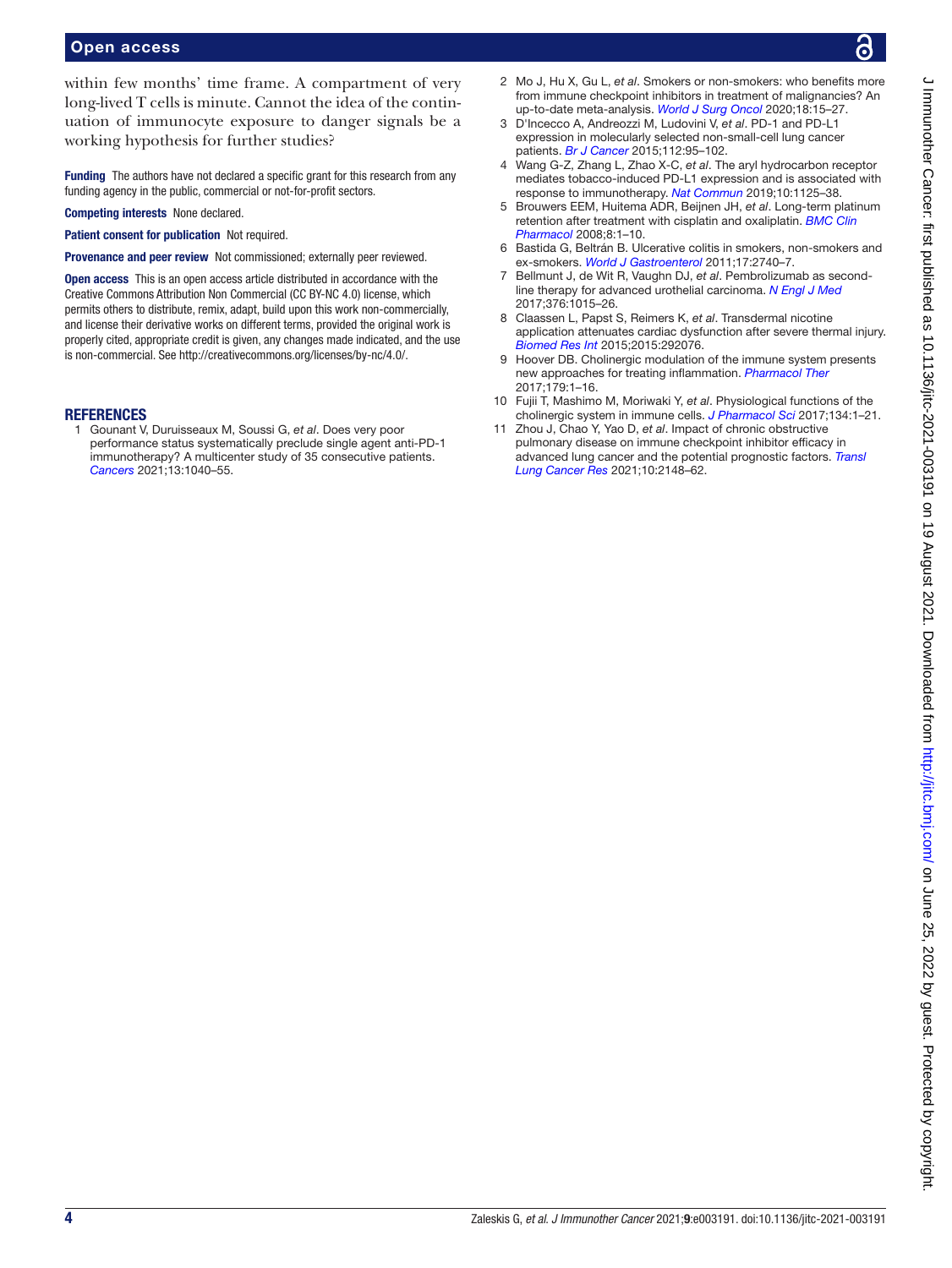within few months' time frame. A compartment of very long-lived T cells is minute. Cannot the idea of the continuation of immunocyte exposure to danger signals be a working hypothesis for further studies?

**Funding** The authors have not declared a specific grant for this research from any funding agency in the public, commercial or not-for-profit sectors.

**Competing interests** None declared.

**Patient consent for publication** Not required.

**Provenance and peer review** Not commissioned; externally peer reviewed.

**Open access** This is an open access article distributed in accordance with the Creative Commons Attribution Non Commercial (CC BY-NC 4.0) license, which permits others to distribute, remix, adapt, build upon this work non-commercially, and license their derivative works on different terms, provided the original work is properly cited, appropriate credit is given, any changes made indicated, and the use is non-commercial. See http://creativecommons.org/licenses/by-nc/4.0/.

## REFERENCES

1. Gounant V, Duruisseaux M, Soussi G, *et al*. Does very poor performance status systematically preclude single agent anti-PD-1 immunotherapy? A multicenter study of 35 consecutive patients. *Cancers* 2021;13:1040–55.
2. Mo J, Hu X, Gu L, *et al*. Smokers or non-smokers: who benefits more from immune checkpoint inhibitors in treatment of malignancies? An up-to-date meta-analysis. *World J Surg Oncol* 2020;18:15–27.
3. D'Incecco A, Andreozzi M, Ludovini V, *et al*. PD-1 and PD-L1 expression in molecularly selected non-small-cell lung cancer patients. *Br J Cancer* 2015;112:95–102.
4. Wang G-Z, Zhang L, Zhao X-C, *et al*. The aryl hydrocarbon receptor mediates tobacco-induced PD-L1 expression and is associated with response to immunotherapy. *Nat Commun* 2019;10:1125–38.
5. Brouwers EEM, Huitema ADR, Beijnen JH, *et al*. Long-term platinum retention after treatment with cisplatin and oxaliplatin. *BMC Clin Pharmacol* 2008;8:1–10.
6. Bastida G, Beltrán B. Ulcerative colitis in smokers, non-smokers and ex-smokers. *World J Gastroenterol* 2011;17:2740–7.
7. Bellmunt J, de Wit R, Vaughn DJ, *et al*. Pembrolizumab as second-line therapy for advanced urothelial carcinoma. *N Engl J Med* 2017;376:1015–26.
8. Claassen L, Papst S, Reimers K, *et al*. Transdermal nicotine application attenuates cardiac dysfunction after severe thermal injury. *Biomed Res Int* 2015;2015:292076.
9. Hoover DB. Cholinergic modulation of the immune system presents new approaches for treating inflammation. *Pharmacol Ther* 2017;179:1–16.
10. Fujii T, Mashimo M, Moriwaki Y, *et al*. Physiological functions of the cholinergic system in immune cells. *J Pharmacol Sci* 2017;134:1–21.
11. Zhou J, Chao Y, Yao D, *et al*. Impact of chronic obstructive pulmonary disease on immune checkpoint inhibitor efficacy in advanced lung cancer and the potential prognostic factors. *Transl Lung Cancer Res* 2021;10:2148–62.